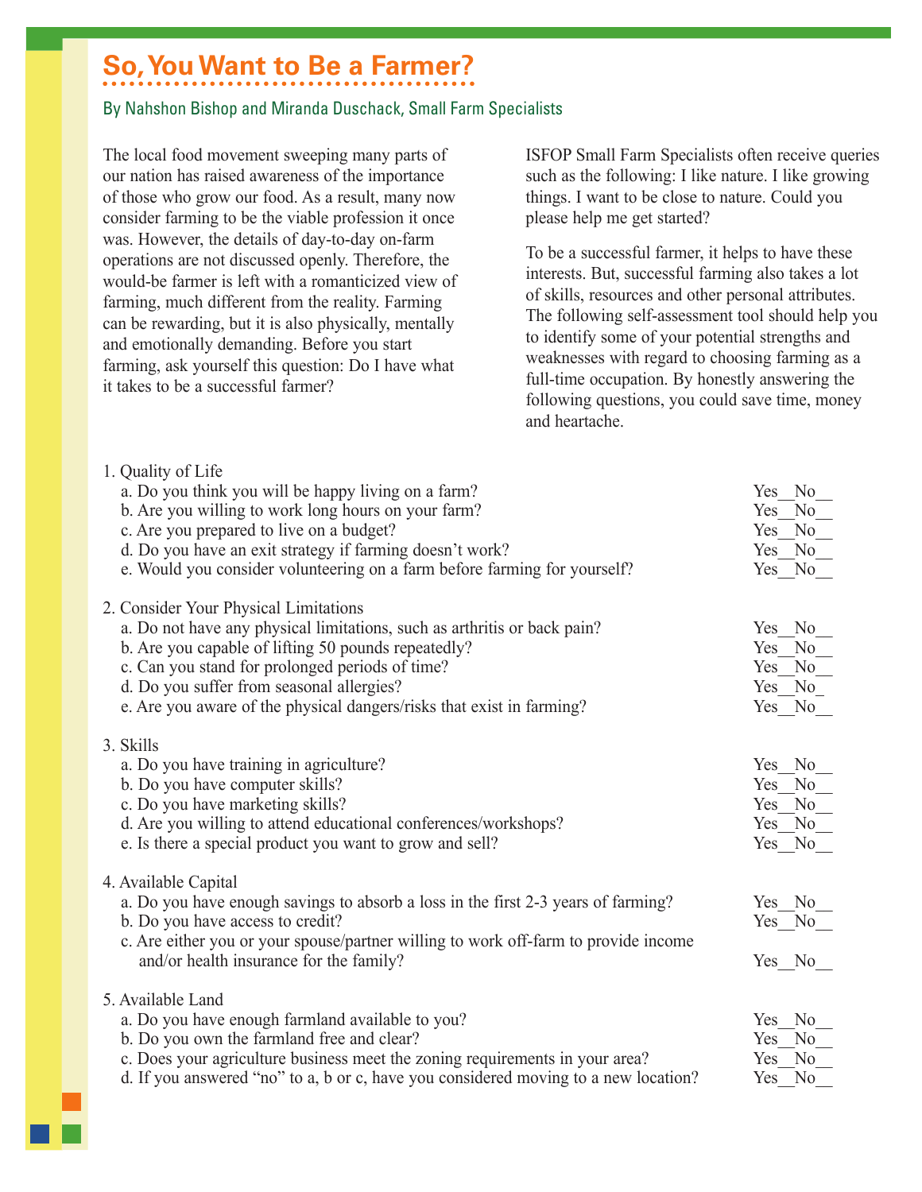# So, You Want to Be a Farmer?

By Nahshon Bishop and Miranda Duschack, Small Farm Specialists

The local food movement sweeping many parts of our nation has raised awareness of the importance of those who grow our food. As a result, many now consider farming to be the viable profession it once was. However, the details of day-to-day on-farm operations are not discussed openly. Therefore, the would-be farmer is left with a romanticized view of farming, much different from the reality. Farming can be rewarding, but it is also physically, mentally and emotionally demanding. Before you start farming, ask yourself this question: Do I have what it takes to be a successful farmer?

ISFOP Small Farm Specialists often receive queries such as the following: I like nature. I like growing things. I want to be close to nature. Could you please help me get started?

To be a successful farmer, it helps to have these interests. But, successful farming also takes a lot of skills, resources and other personal attributes. The following self-assessment tool should help you to identify some of your potential strengths and weaknesses with regard to choosing farming as a full-time occupation. By honestly answering the following questions, you could save time, money and heartache.

1. Quality of Life
   a. Do you think you will be happy living on a farm? Yes__No__
   b. Are you willing to work long hours on your farm? Yes__No__
   c. Are you prepared to live on a budget? Yes__No__
   d. Do you have an exit strategy if farming doesn't work? Yes__No__
   e. Would you consider volunteering on a farm before farming for yourself? Yes__No__

2. Consider Your Physical Limitations
   a. Do not have any physical limitations, such as arthritis or back pain? Yes__No__
   b. Are you capable of lifting 50 pounds repeatedly? Yes__No__
   c. Can you stand for prolonged periods of time? Yes__No__
   d. Do you suffer from seasonal allergies? Yes__No_
   e. Are you aware of the physical dangers/risks that exist in farming? Yes__No__

3. Skills
   a. Do you have training in agriculture? Yes__No__
   b. Do you have computer skills? Yes__No__
   c. Do you have marketing skills? Yes__No__
   d. Are you willing to attend educational conferences/workshops? Yes__No__
   e. Is there a special product you want to grow and sell? Yes__No__

4. Available Capital
   a. Do you have enough savings to absorb a loss in the first 2-3 years of farming? Yes__No__
   b. Do you have access to credit? Yes__No__
   c. Are either you or your spouse/partner willing to work off-farm to provide income and/or health insurance for the family? Yes__No__

5. Available Land
   a. Do you have enough farmland available to you? Yes__No__
   b. Do you own the farmland free and clear? Yes__No__
   c. Does your agriculture business meet the zoning requirements in your area? Yes__No__
   d. If you answered "no" to a, b or c, have you considered moving to a new location? Yes__No__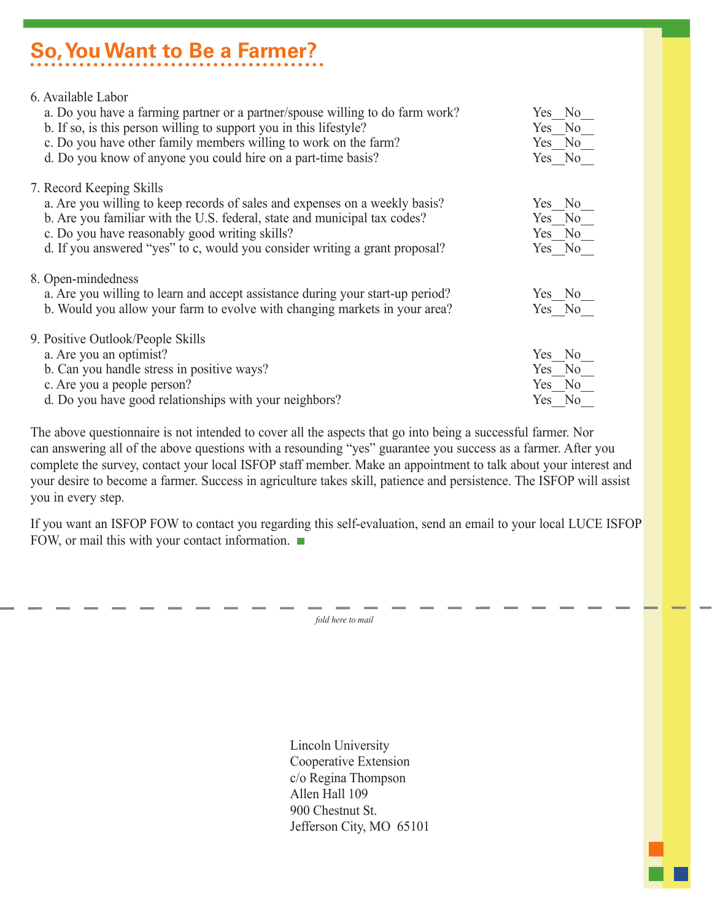## So, You Want to Be a Farmer?

6. Available Labor
   a. Do you have a farming partner or a partner/spouse willing to do farm work? Yes__No__
   b. If so, is this person willing to support you in this lifestyle? Yes__No__
   c. Do you have other family members willing to work on the farm? Yes__No__
   d. Do you know of anyone you could hire on a part-time basis? Yes__No__

7. Record Keeping Skills
   a. Are you willing to keep records of sales and expenses on a weekly basis? Yes__No__
   b. Are you familiar with the U.S. federal, state and municipal tax codes? Yes__No__
   c. Do you have reasonably good writing skills? Yes__No__
   d. If you answered "yes" to c, would you consider writing a grant proposal? Yes__No__

8. Open-mindedness
   a. Are you willing to learn and accept assistance during your start-up period? Yes__No__
   b. Would you allow your farm to evolve with changing markets in your area? Yes__No__

9. Positive Outlook/People Skills
   a. Are you an optimist? Yes__No__
   b. Can you handle stress in positive ways? Yes__No__
   c. Are you a people person? Yes__No__
   d. Do you have good relationships with your neighbors? Yes__No__

The above questionnaire is not intended to cover all the aspects that go into being a successful farmer. Nor can answering all of the above questions with a resounding "yes" guarantee you success as a farmer. After you complete the survey, contact your local ISFOP staff member. Make an appointment to talk about your interest and your desire to become a farmer. Success in agriculture takes skill, patience and persistence. The ISFOP will assist you in every step.

If you want an ISFOP FOW to contact you regarding this self-evaluation, send an email to your local LUCE ISFOP FOW, or mail this with your contact information.

*fold here to mail*

Lincoln University
Cooperative Extension
c/o Regina Thompson
Allen Hall 109
900 Chestnut St.
Jefferson City, MO 65101